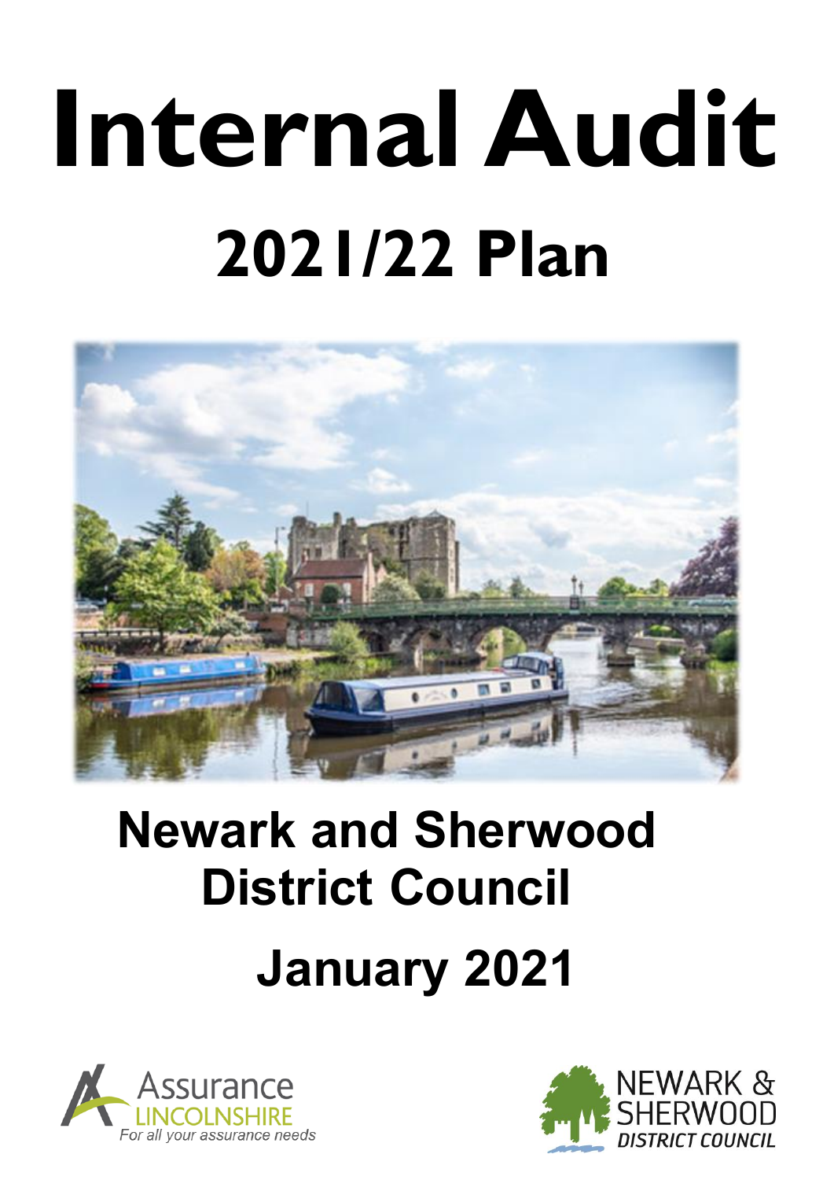# Internal Audit

## 2021/22 Plan

## Newark and Sherwood District Council

## January 2021

Assurance LINCOLNSHIRE

*For all your assurance needs*

NEWARK & SHERWOOD DISTRICT COUNCIL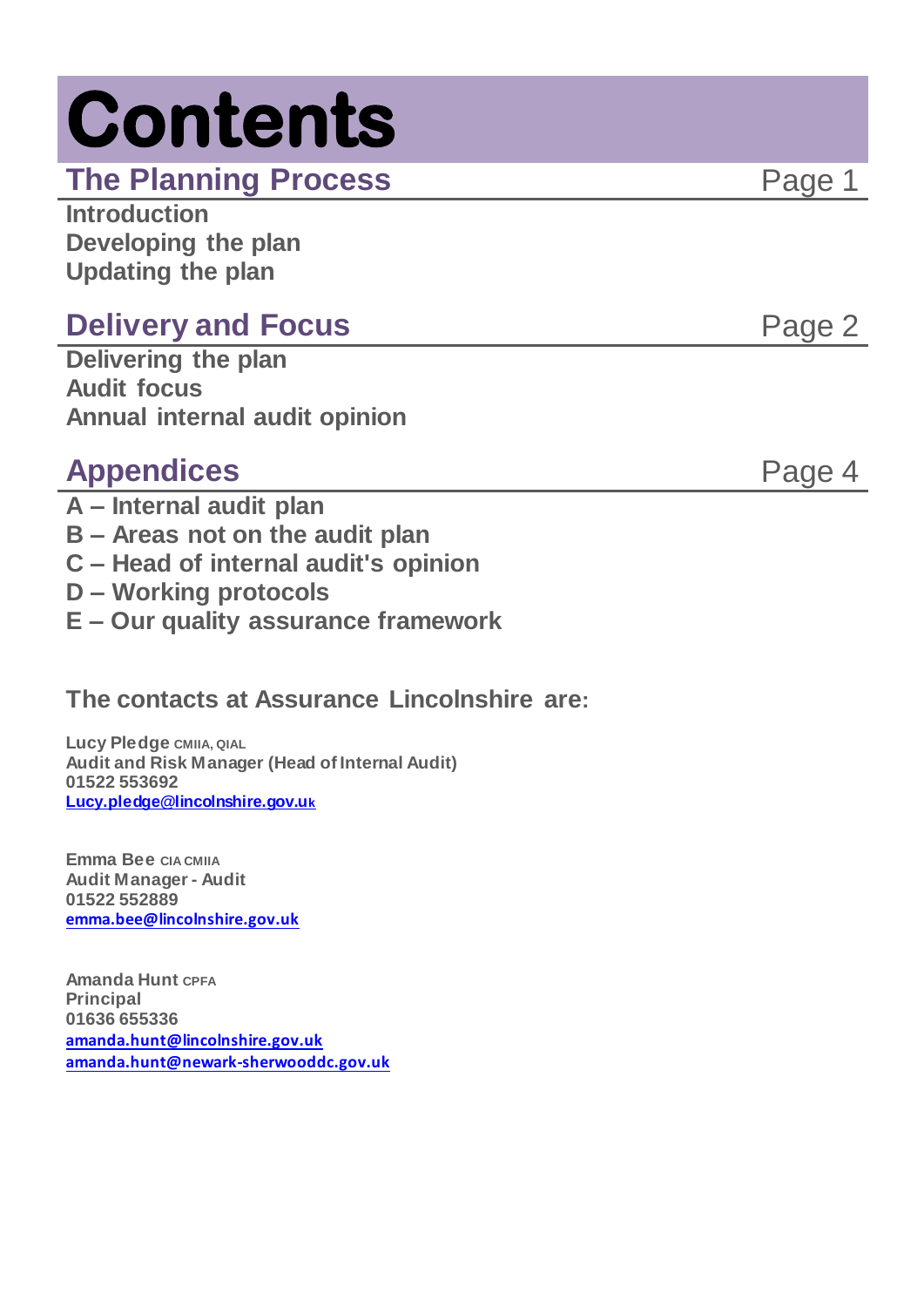# Contents

## The Planning Process — Page 1

**Introduction**
**Developing the plan**
**Updating the plan**

## Delivery and Focus — Page 2

**Delivering the plan**
**Audit focus**
**Annual internal audit opinion**

## Appendices — Page 4

**A – Internal audit plan**
**B – Areas not on the audit plan**
**C – Head of internal audit's opinion**
**D – Working protocols**
**E – Our quality assurance framework**

### The contacts at Assurance Lincolnshire are:

**Lucy Pledge** CMIIA, QIAL
**Audit and Risk Manager (Head of Internal Audit)**
**01522 553692**
Lucy.pledge@lincolnshire.gov.uk

**Emma Bee** CIA CMIIA
**Audit Manager - Audit**
**01522 552889**
emma.bee@lincolnshire.gov.uk

**Amanda Hunt** CPFA
**Principal**
**01636 655336**
amanda.hunt@lincolnshire.gov.uk
amanda.hunt@newark-sherwooddc.gov.uk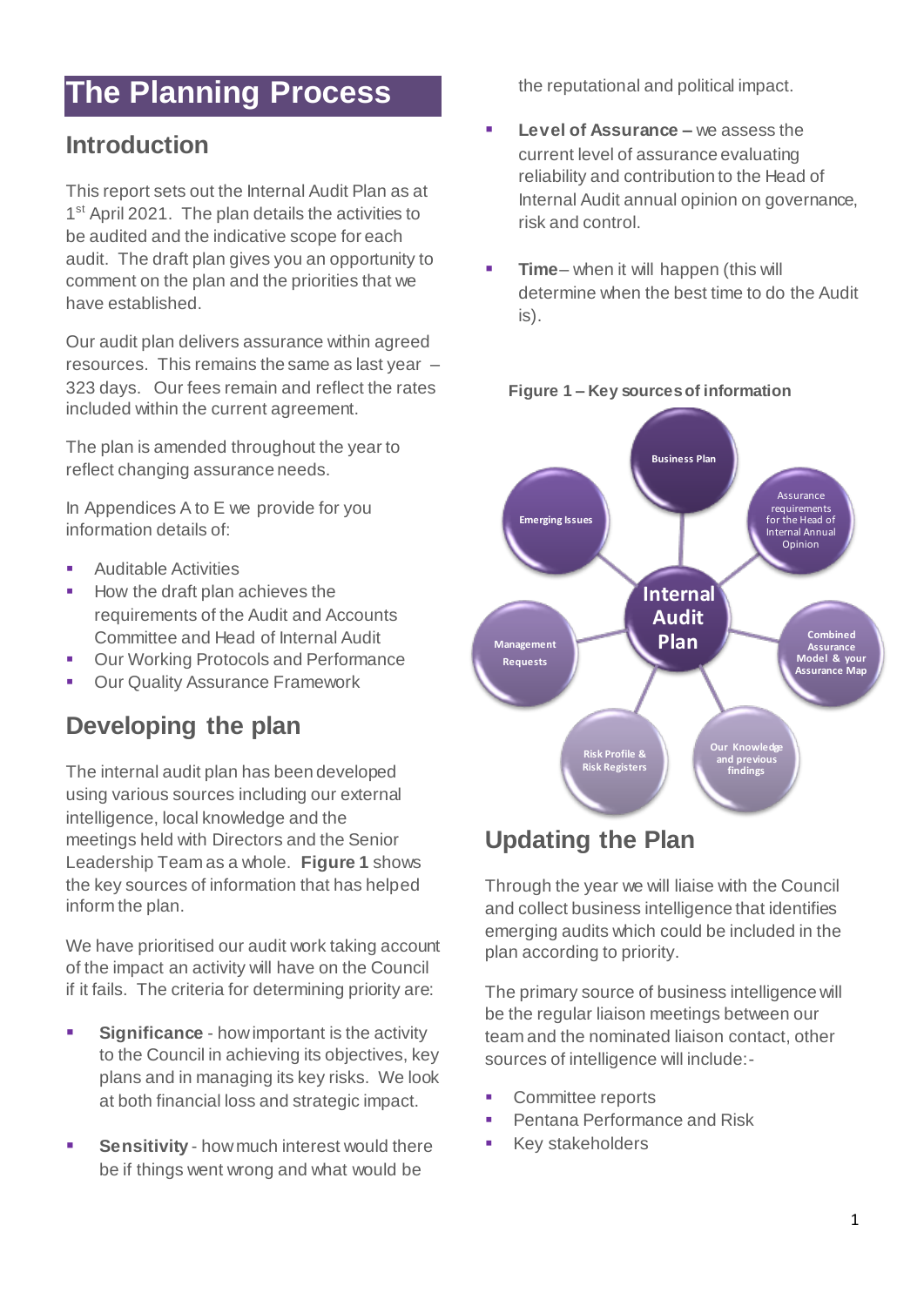# The Planning Process

## Introduction

This report sets out the Internal Audit Plan as at 1st April 2021. The plan details the activities to be audited and the indicative scope for each audit. The draft plan gives you an opportunity to comment on the plan and the priorities that we have established.

Our audit plan delivers assurance within agreed resources. This remains the same as last year – 323 days. Our fees remain and reflect the rates included within the current agreement.

The plan is amended throughout the year to reflect changing assurance needs.

In Appendices A to E we provide for you information details of:

- Auditable Activities
- How the draft plan achieves the requirements of the Audit and Accounts Committee and Head of Internal Audit
- Our Working Protocols and Performance
- Our Quality Assurance Framework

## Developing the plan

The internal audit plan has been developed using various sources including our external intelligence, local knowledge and the meetings held with Directors and the Senior Leadership Team as a whole. **Figure 1** shows the key sources of information that has helped inform the plan.

We have prioritised our audit work taking account of the impact an activity will have on the Council if it fails. The criteria for determining priority are:

- **Significance** - how important is the activity to the Council in achieving its objectives, key plans and in managing its key risks. We look at both financial loss and strategic impact.
- **Sensitivity** - how much interest would there be if things went wrong and what would be the reputational and political impact.
- **Level of Assurance –** we assess the current level of assurance evaluating reliability and contribution to the Head of Internal Audit annual opinion on governance, risk and control.
- **Time** – when it will happen (this will determine when the best time to do the Audit is).

**Figure 1 – Key sources of information**

Internal Audit Plan: Business Plan; Assurance requirements for the Head of Internal Annual Opinion; Combined Assurance Model & your Assurance Map; Our Knowledge and previous findings; Risk Profile & Risk Registers; Management Requests; Emerging Issues

## Updating the Plan

Through the year we will liaise with the Council and collect business intelligence that identifies emerging audits which could be included in the plan according to priority.

The primary source of business intelligence will be the regular liaison meetings between our team and the nominated liaison contact, other sources of intelligence will include:-

- Committee reports
- Pentana Performance and Risk
- Key stakeholders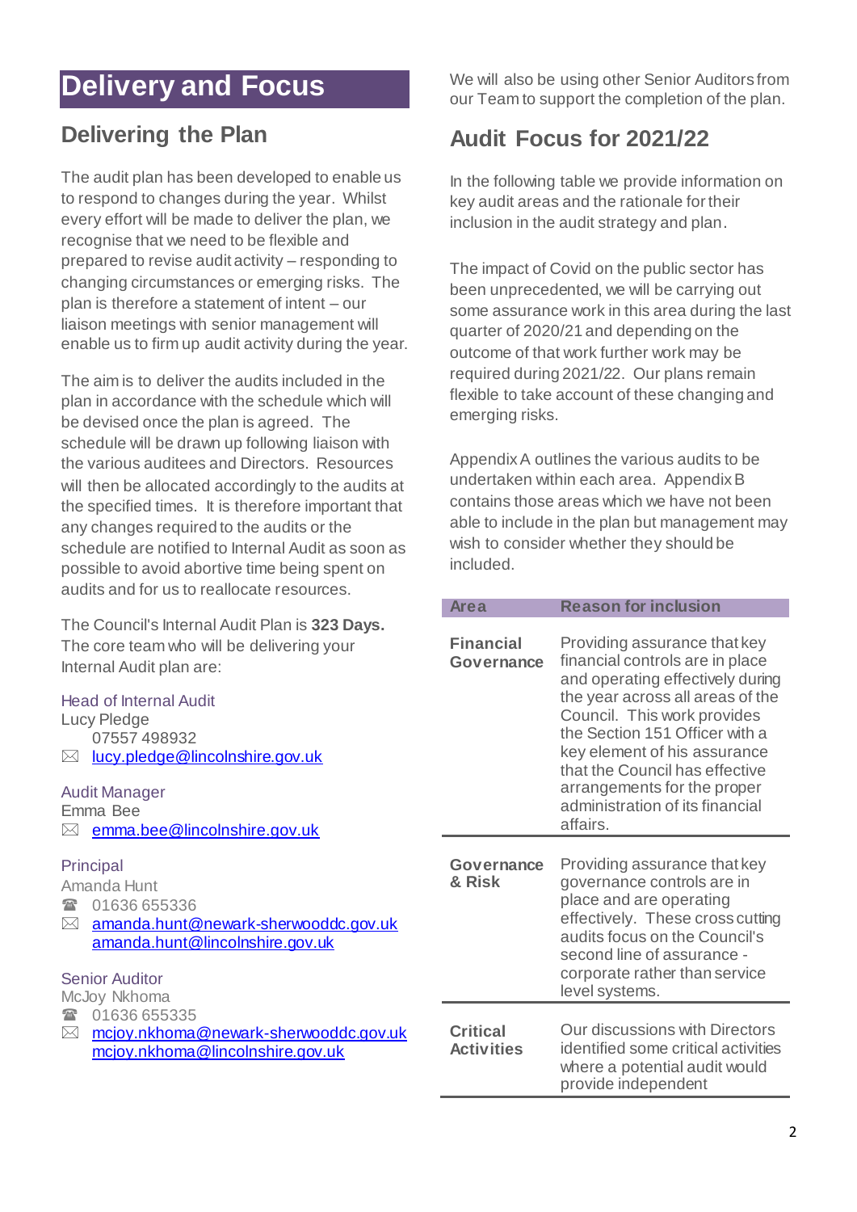# Delivery and Focus

## Delivering the Plan

The audit plan has been developed to enable us to respond to changes during the year. Whilst every effort will be made to deliver the plan, we recognise that we need to be flexible and prepared to revise audit activity – responding to changing circumstances or emerging risks. The plan is therefore a statement of intent – our liaison meetings with senior management will enable us to firm up audit activity during the year.

The aim is to deliver the audits included in the plan in accordance with the schedule which will be devised once the plan is agreed. The schedule will be drawn up following liaison with the various auditees and Directors. Resources will then be allocated accordingly to the audits at the specified times. It is therefore important that any changes required to the audits or the schedule are notified to Internal Audit as soon as possible to avoid abortive time being spent on audits and for us to reallocate resources.

The Council's Internal Audit Plan is **323 Days.** The core team who will be delivering your Internal Audit plan are:

Head of Internal Audit
Lucy Pledge
07557 498932
✉ lucy.pledge@lincolnshire.gov.uk

Audit Manager
Emma Bee
✉ emma.bee@lincolnshire.gov.uk

Principal
Amanda Hunt
☎ 01636 655336
✉ amanda.hunt@newark-sherwooddc.gov.uk
amanda.hunt@lincolnshire.gov.uk

Senior Auditor
McJoy Nkhoma
☎ 01636 655335
✉ mcjoy.nkhoma@newark-sherwooddc.gov.uk
mcjoy.nkhoma@lincolnshire.gov.uk

We will also be using other Senior Auditors from our Team to support the completion of the plan.

## Audit Focus for 2021/22

In the following table we provide information on key audit areas and the rationale for their inclusion in the audit strategy and plan.

The impact of Covid on the public sector has been unprecedented, we will be carrying out some assurance work in this area during the last quarter of 2020/21 and depending on the outcome of that work further work may be required during 2021/22. Our plans remain flexible to take account of these changing and emerging risks.

Appendix A outlines the various audits to be undertaken within each area. Appendix B contains those areas which we have not been able to include in the plan but management may wish to consider whether they should be included.

| Area | Reason for inclusion |
|---|---|
| **Financial Governance** | Providing assurance that key financial controls are in place and operating effectively during the year across all areas of the Council. This work provides the Section 151 Officer with a key element of his assurance that the Council has effective arrangements for the proper administration of its financial affairs. |
| **Governance & Risk** | Providing assurance that key governance controls are in place and are operating effectively. These cross cutting audits focus on the Council's second line of assurance - corporate rather than service level systems. |
| **Critical Activities** | Our discussions with Directors identified some critical activities where a potential audit would provide independent |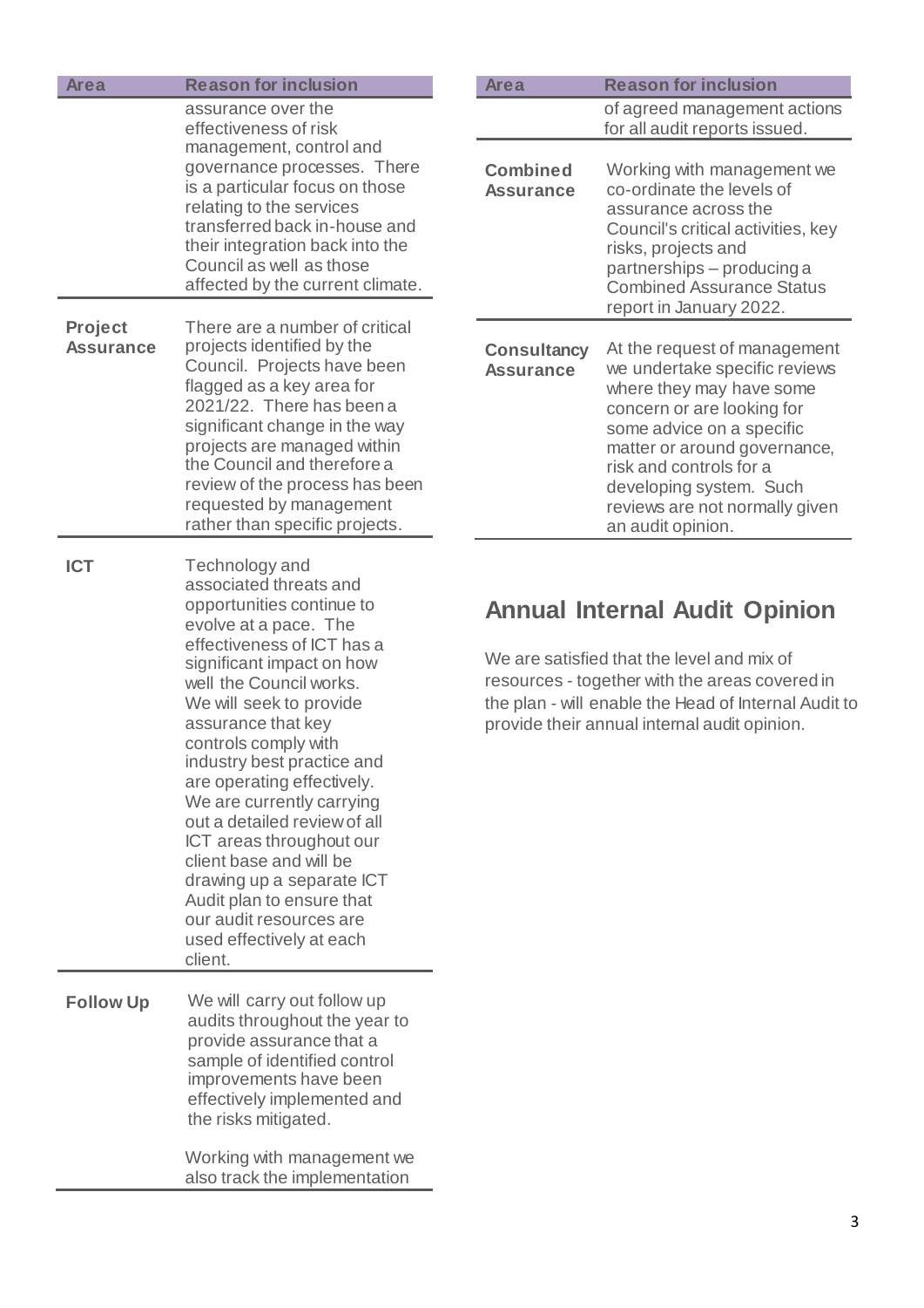| Area | Reason for inclusion |
|---|---|
| | assurance over the effectiveness of risk management, control and governance processes. There is a particular focus on those relating to the services transferred back in-house and their integration back into the Council as well as those affected by the current climate. |
| **Project Assurance** | There are a number of critical projects identified by the Council. Projects have been flagged as a key area for 2021/22. There has been a significant change in the way projects are managed within the Council and therefore a review of the process has been requested by management rather than specific projects. |
| **ICT** | Technology and associated threats and opportunities continue to evolve at a pace. The effectiveness of ICT has a significant impact on how well the Council works. We will seek to provide assurance that key controls comply with industry best practice and are operating effectively. We are currently carrying out a detailed review of all ICT areas throughout our client base and will be drawing up a separate ICT Audit plan to ensure that our audit resources are used effectively at each client. |
| **Follow Up** | We will carry out follow up audits throughout the year to provide assurance that a sample of identified control improvements have been effectively implemented and the risks mitigated.<br><br>Working with management we also track the implementation of agreed management actions for all audit reports issued. |
| **Combined Assurance** | Working with management we co-ordinate the levels of assurance across the Council's critical activities, key risks, projects and partnerships – producing a Combined Assurance Status report in January 2022. |
| **Consultancy Assurance** | At the request of management we undertake specific reviews where they may have some concern or are looking for some advice on a specific matter or around governance, risk and controls for a developing system. Such reviews are not normally given an audit opinion. |

## Annual Internal Audit Opinion

We are satisfied that the level and mix of resources - together with the areas covered in the plan - will enable the Head of Internal Audit to provide their annual internal audit opinion.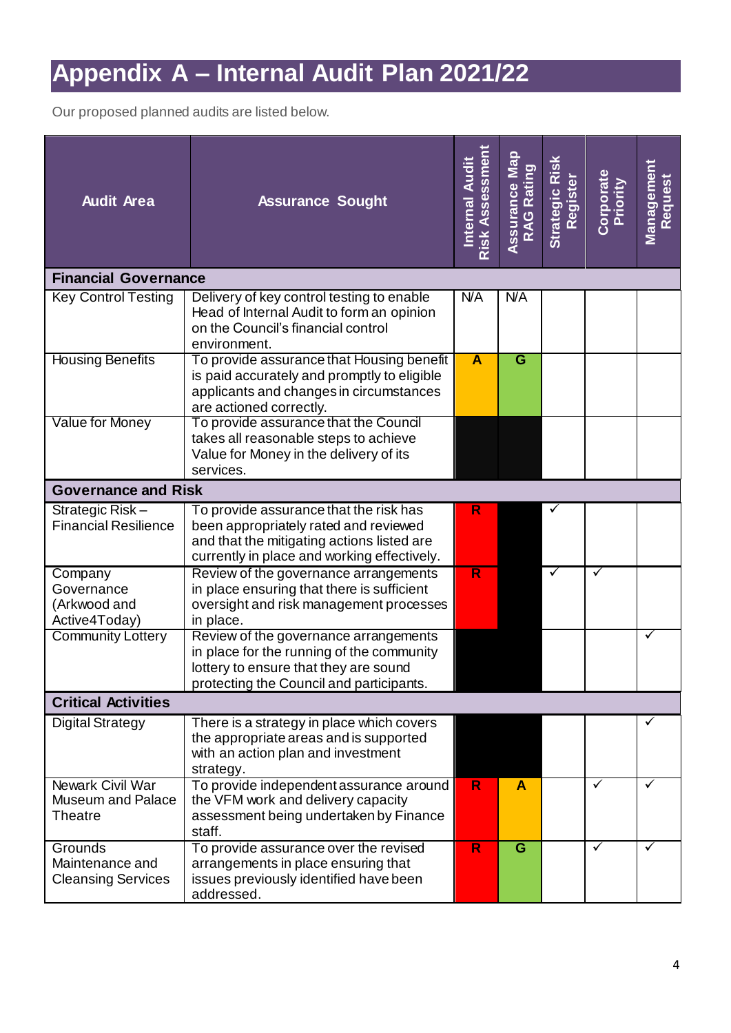# Appendix A – Internal Audit Plan 2021/22

Our proposed planned audits are listed below.

| Audit Area | Assurance Sought | Internal Audit Risk Assessment | Assurance Map RAG Rating | Strategic Risk Register | Corporate Priority | Management Request |
|---|---|---|---|---|---|---|
| **Financial Governance** | | | | | | |
| Key Control Testing | Delivery of key control testing to enable Head of Internal Audit to form an opinion on the Council's financial control environment. | N/A | N/A | | | |
| Housing Benefits | To provide assurance that Housing benefit is paid accurately and promptly to eligible applicants and changes in circumstances are actioned correctly. | A | G | | | |
| Value for Money | To provide assurance that the Council takes all reasonable steps to achieve Value for Money in the delivery of its services. | | | | | |
| **Governance and Risk** | | | | | | |
| Strategic Risk – Financial Resilience | To provide assurance that the risk has been appropriately rated and reviewed and that the mitigating actions listed are currently in place and working effectively. | R | | ✓ | | |
| Company Governance (Arkwood and Active4Today) | Review of the governance arrangements in place ensuring that there is sufficient oversight and risk management processes in place. | R | | ✓ | ✓ | |
| Community Lottery | Review of the governance arrangements in place for the running of the community lottery to ensure that they are sound protecting the Council and participants. | | | | | ✓ |
| **Critical Activities** | | | | | | |
| Digital Strategy | There is a strategy in place which covers the appropriate areas and is supported with an action plan and investment strategy. | | | | | ✓ |
| Newark Civil War Museum and Palace Theatre | To provide independent assurance around the VFM work and delivery capacity assessment being undertaken by Finance staff. | R | A | | ✓ | ✓ |
| Grounds Maintenance and Cleansing Services | To provide assurance over the revised arrangements in place ensuring that issues previously identified have been addressed. | R | G | | ✓ | ✓ |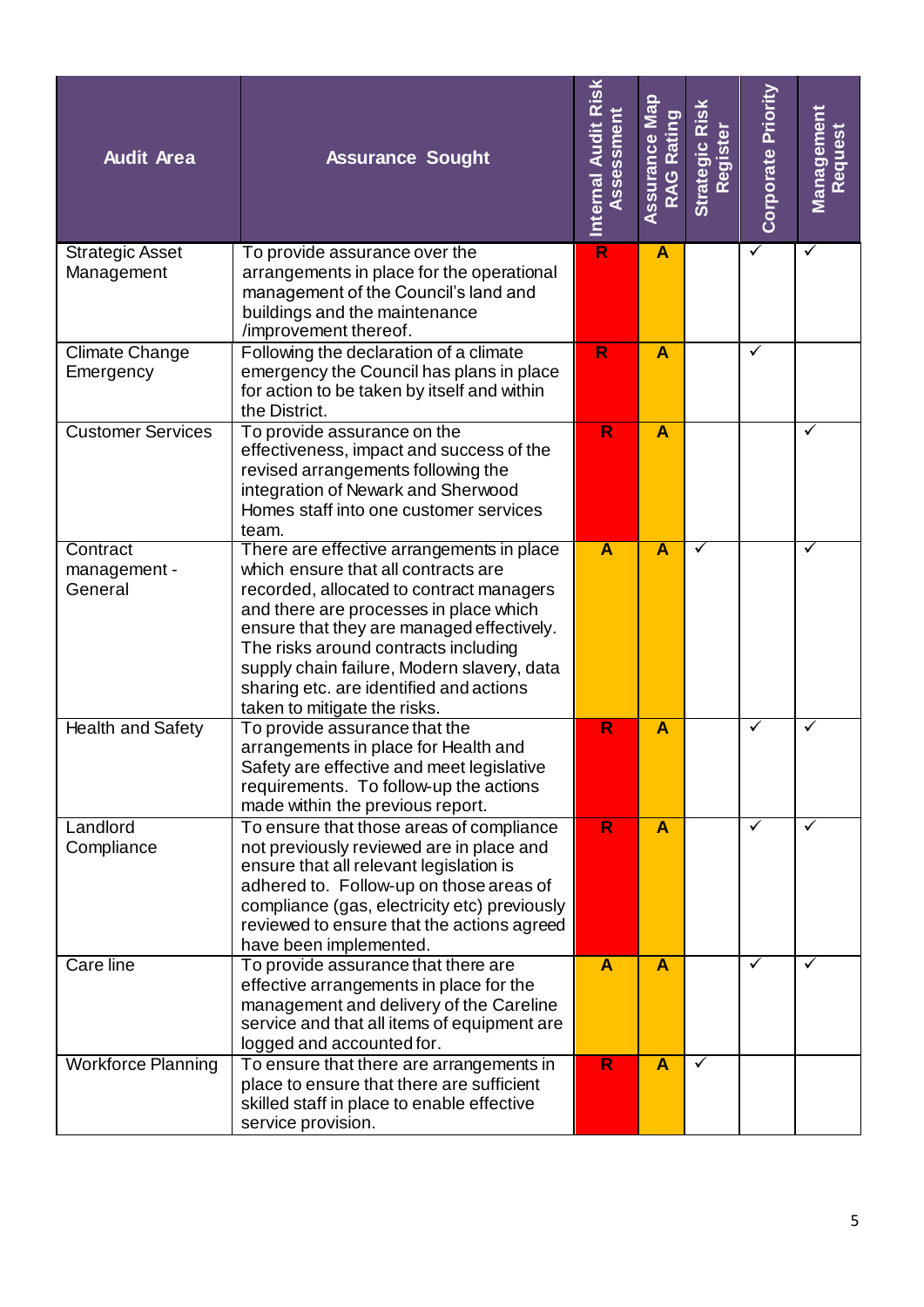| Audit Area | Assurance Sought | Internal Audit Risk Assessment | Assurance Map RAG Rating | Strategic Risk Register | Corporate Priority | Management Request |
|---|---|---|---|---|---|---|
| Strategic Asset Management | To provide assurance over the arrangements in place for the operational management of the Council's land and buildings and the maintenance /improvement thereof. | R | A | | ✓ | ✓ |
| Climate Change Emergency | Following the declaration of a climate emergency the Council has plans in place for action to be taken by itself and within the District. | R | A | | ✓ | |
| Customer Services | To provide assurance on the effectiveness, impact and success of the revised arrangements following the integration of Newark and Sherwood Homes staff into one customer services team. | R | A | | | ✓ |
| Contract management - General | There are effective arrangements in place which ensure that all contracts are recorded, allocated to contract managers and there are processes in place which ensure that they are managed effectively. The risks around contracts including supply chain failure, Modern slavery, data sharing etc. are identified and actions taken to mitigate the risks. | A | A | ✓ | | ✓ |
| Health and Safety | To provide assurance that the arrangements in place for Health and Safety are effective and meet legislative requirements. To follow-up the actions made within the previous report. | R | A | | ✓ | ✓ |
| Landlord Compliance | To ensure that those areas of compliance not previously reviewed are in place and ensure that all relevant legislation is adhered to. Follow-up on those areas of compliance (gas, electricity etc) previously reviewed to ensure that the actions agreed have been implemented. | R | A | | ✓ | ✓ |
| Care line | To provide assurance that there are effective arrangements in place for the management and delivery of the Careline service and that all items of equipment are logged and accounted for. | A | A | | ✓ | ✓ |
| Workforce Planning | To ensure that there are arrangements in place to ensure that there are sufficient skilled staff in place to enable effective service provision. | R | A | ✓ | | |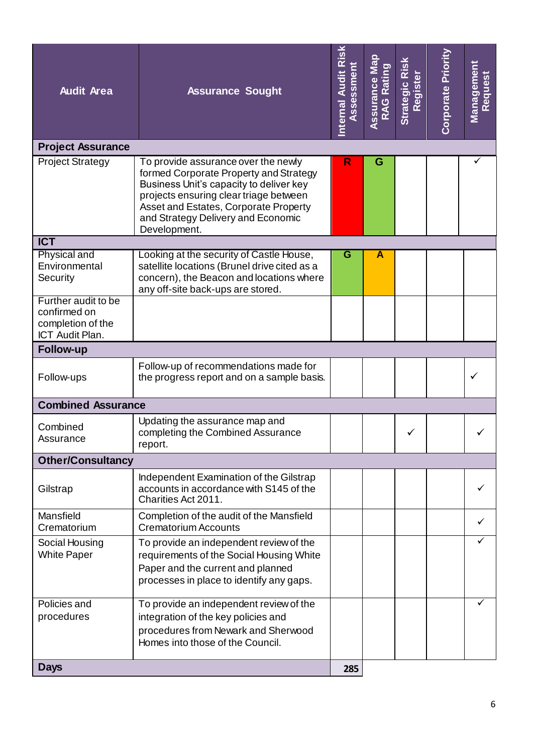| Audit Area | Assurance Sought | Internal Audit Risk Assessment | Assurance Map RAG Rating | Strategic Risk Register | Corporate Priority | Management Request |
|---|---|---|---|---|---|---|
| **Project Assurance** | | | | | | |
| Project Strategy | To provide assurance over the newly formed Corporate Property and Strategy Business Unit's capacity to deliver key projects ensuring clear triage between Asset and Estates, Corporate Property and Strategy Delivery and Economic Development. | R | G | | | ✓ |
| **ICT** | | | | | | |
| Physical and Environmental Security | Looking at the security of Castle House, satellite locations (Brunel drive cited as a concern), the Beacon and locations where any off-site back-ups are stored. | G | A | | | |
| Further audit to be confirmed on completion of the ICT Audit Plan. | | | | | | |
| **Follow-up** | | | | | | |
| Follow-ups | Follow-up of recommendations made for the progress report and on a sample basis. | | | | | ✓ |
| **Combined Assurance** | | | | | | |
| Combined Assurance | Updating the assurance map and completing the Combined Assurance report. | | | ✓ | | ✓ |
| **Other/Consultancy** | | | | | | |
| Gilstrap | Independent Examination of the Gilstrap accounts in accordance with S145 of the Charities Act 2011. | | | | | ✓ |
| Mansfield Crematorium | Completion of the audit of the Mansfield Crematorium Accounts | | | | | ✓ |
| Social Housing White Paper | To provide an independent review of the requirements of the Social Housing White Paper and the current and planned processes in place to identify any gaps. | | | | | ✓ |
| Policies and procedures | To provide an independent review of the integration of the key policies and procedures from Newark and Sherwood Homes into those of the Council. | | | | | ✓ |
| **Days** | | 285 | | | | |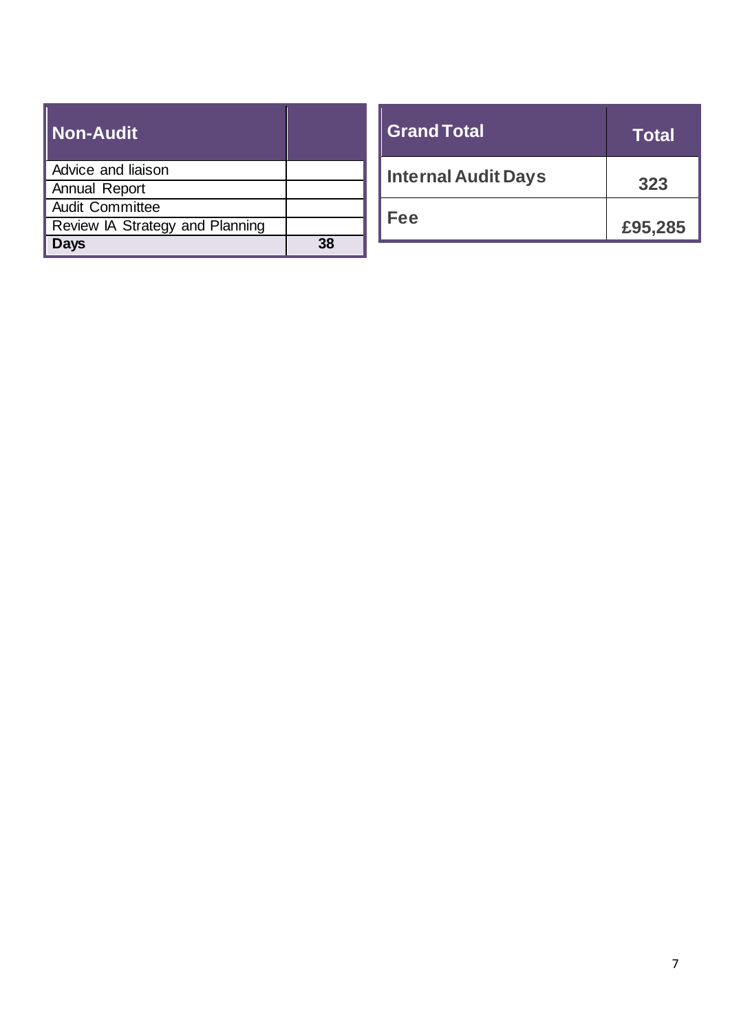| Non-Audit | |
|---|---|
| Advice and liaison | |
| Annual Report | |
| Audit Committee | |
| Review IA Strategy and Planning | |
| **Days** | **38** |

| Grand Total | Total |
|---|---|
| **Internal Audit Days** | **323** |
| **Fee** | **£95,285** |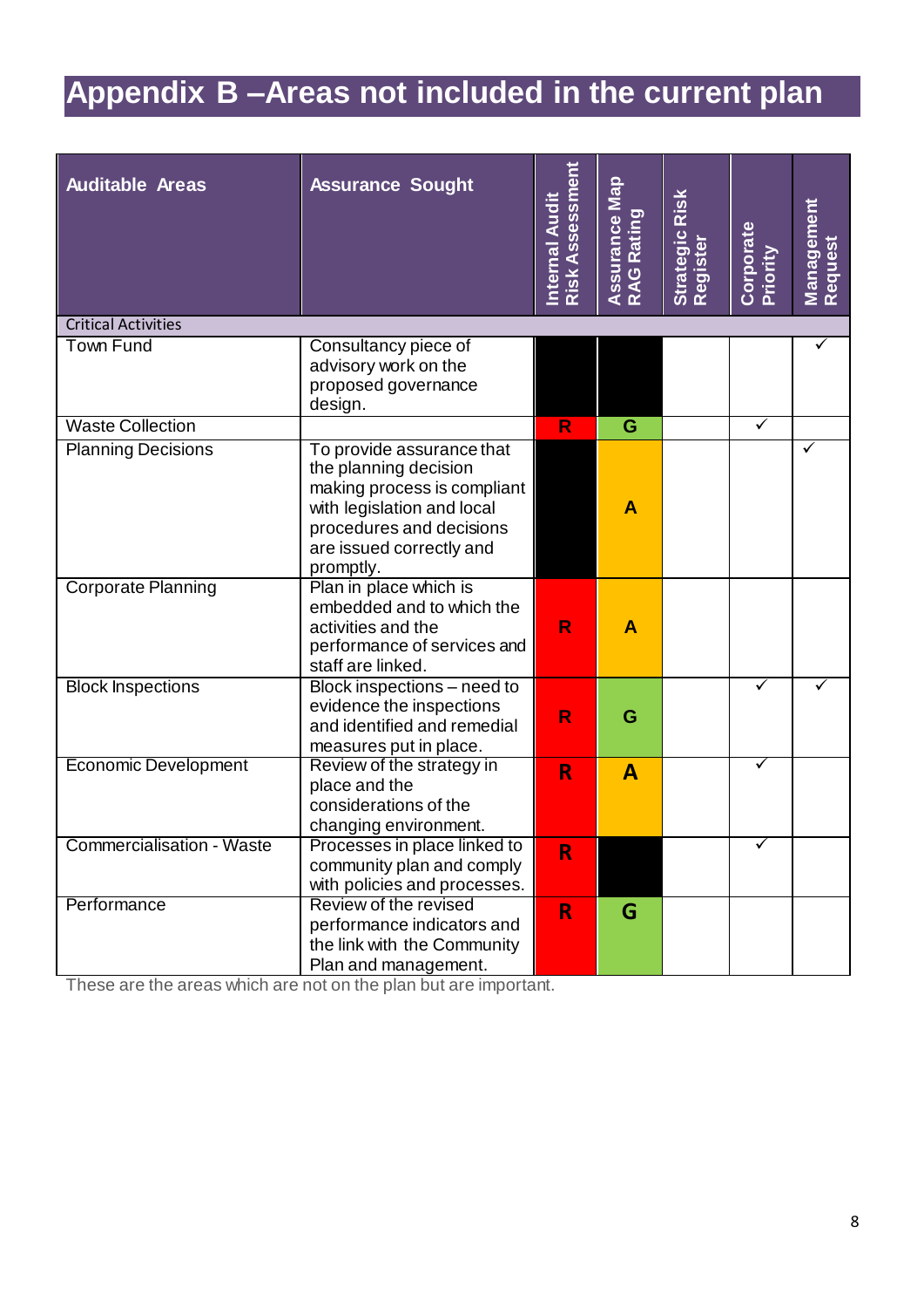# Appendix B –Areas not included in the current plan

| Auditable Areas | Assurance Sought | Internal Audit Risk Assessment | Assurance Map RAG Rating | Strategic Risk Register | Corporate Priority | Management Request |
|---|---|---|---|---|---|---|
| Critical Activities | | | | | | |
| Town Fund | Consultancy piece of advisory work on the proposed governance design. | | | | | ✓ |
| Waste Collection | | R | G | | ✓ | |
| Planning Decisions | To provide assurance that the planning decision making process is compliant with legislation and local procedures and decisions are issued correctly and promptly. | | A | | | ✓ |
| Corporate Planning | Plan in place which is embedded and to which the activities and the performance of services and staff are linked. | R | A | | | |
| Block Inspections | Block inspections – need to evidence the inspections and identified and remedial measures put in place. | R | G | | ✓ | ✓ |
| Economic Development | Review of the strategy in place and the considerations of the changing environment. | R | A | | ✓ | |
| Commercialisation - Waste | Processes in place linked to community plan and comply with policies and processes. | R | | | ✓ | |
| Performance | Review of the revised performance indicators and the link with the Community Plan and management. | R | G | | | |

These are the areas which are not on the plan but are important.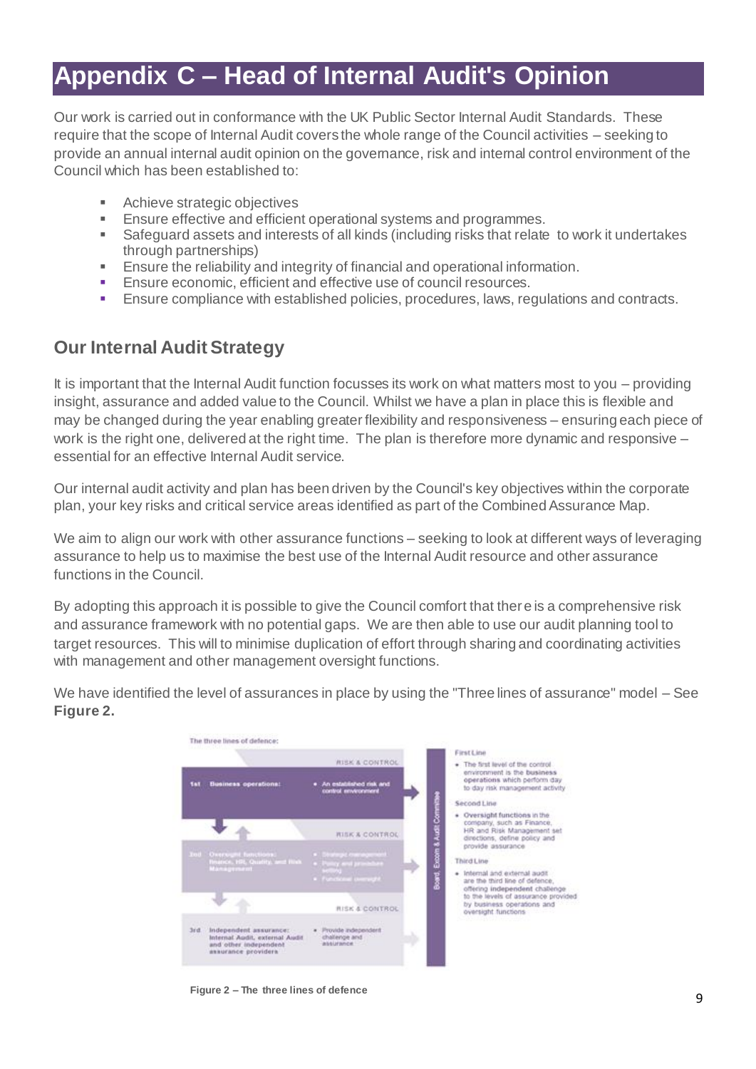# Appendix C – Head of Internal Audit's Opinion

Our work is carried out in conformance with the UK Public Sector Internal Audit Standards. These require that the scope of Internal Audit covers the whole range of the Council activities – seeking to provide an annual internal audit opinion on the governance, risk and internal control environment of the Council which has been established to:

- Achieve strategic objectives
- Ensure effective and efficient operational systems and programmes.
- Safeguard assets and interests of all kinds (including risks that relate to work it undertakes through partnerships)
- Ensure the reliability and integrity of financial and operational information.
- Ensure economic, efficient and effective use of council resources.
- Ensure compliance with established policies, procedures, laws, regulations and contracts.

## Our Internal Audit Strategy

It is important that the Internal Audit function focusses its work on what matters most to you – providing insight, assurance and added value to the Council. Whilst we have a plan in place this is flexible and may be changed during the year enabling greater flexibility and responsiveness – ensuring each piece of work is the right one, delivered at the right time. The plan is therefore more dynamic and responsive – essential for an effective Internal Audit service.

Our internal audit activity and plan has been driven by the Council's key objectives within the corporate plan, your key risks and critical service areas identified as part of the Combined Assurance Map.

We aim to align our work with other assurance functions – seeking to look at different ways of leveraging assurance to help us to maximise the best use of the Internal Audit resource and other assurance functions in the Council.

By adopting this approach it is possible to give the Council comfort that there is a comprehensive risk and assurance framework with no potential gaps. We are then able to use our audit planning tool to target resources. This will to minimise duplication of effort through sharing and coordinating activities with management and other management oversight functions.

We have identified the level of assurances in place by using the "Three lines of assurance" model – See **Figure 2.**

**Figure 2 – The three lines of defence**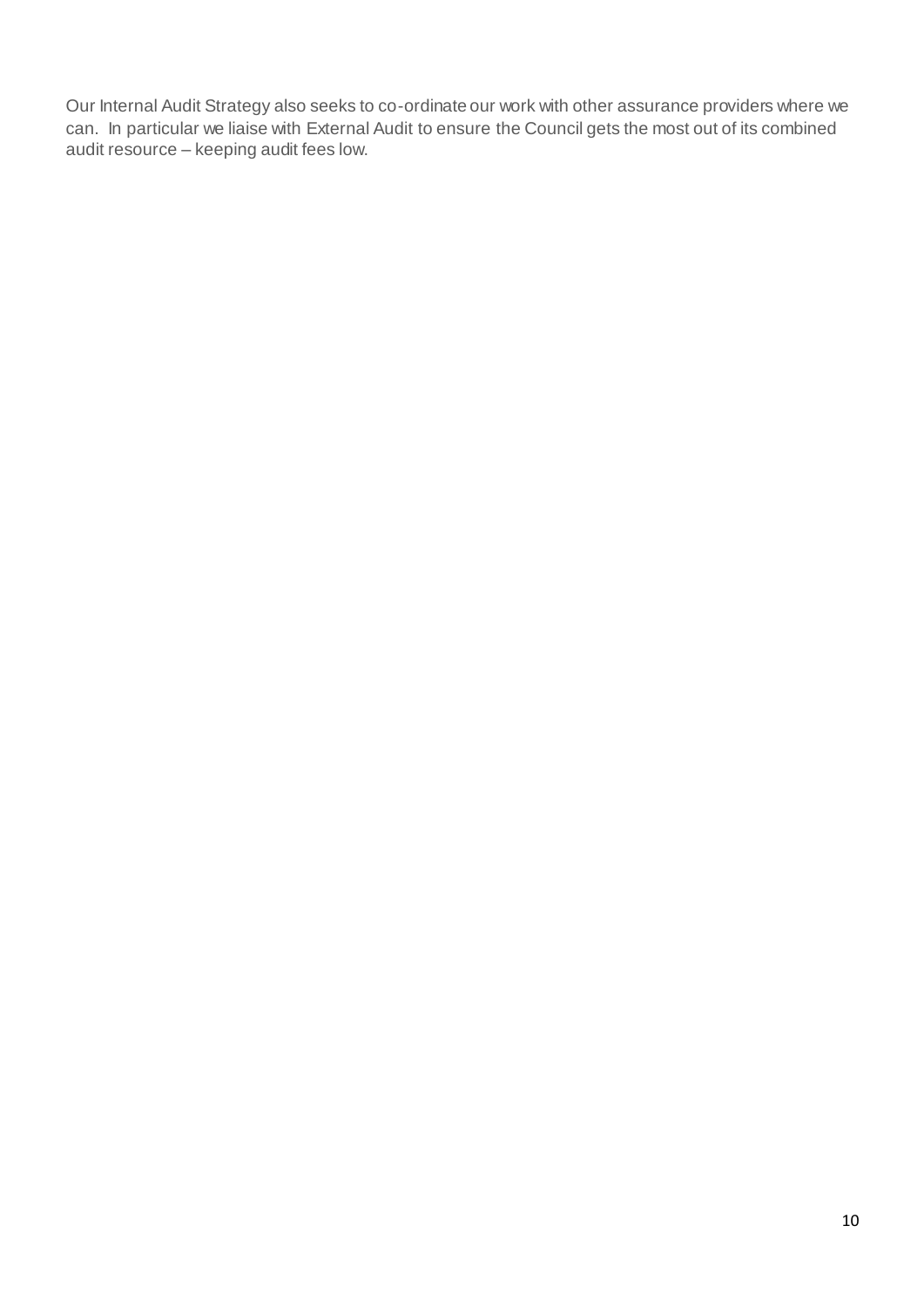Our Internal Audit Strategy also seeks to co-ordinate our work with other assurance providers where we can. In particular we liaise with External Audit to ensure the Council gets the most out of its combined audit resource – keeping audit fees low.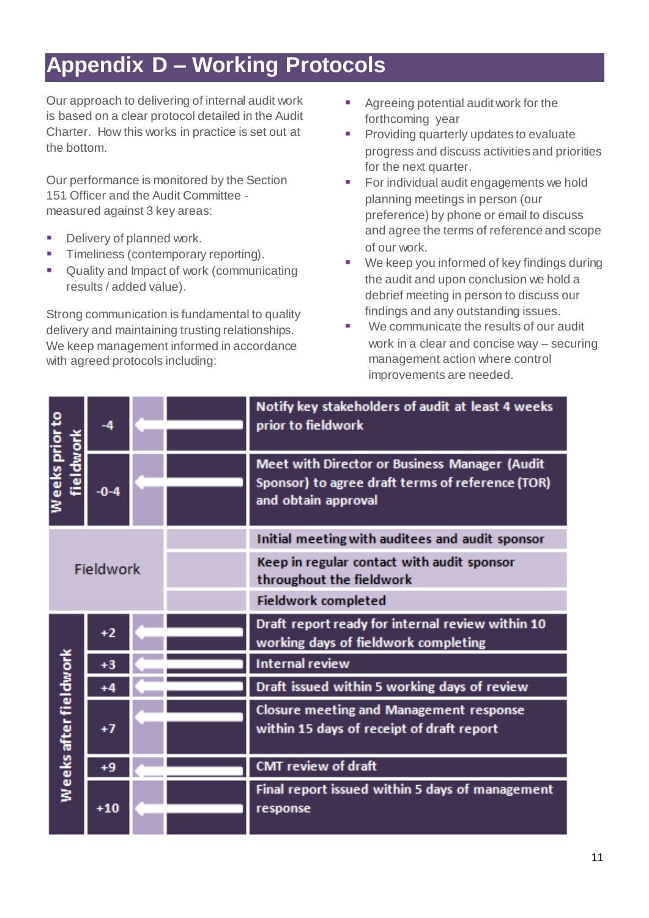# Appendix D – Working Protocols

Our approach to delivering of internal audit work is based on a clear protocol detailed in the Audit Charter. How this works in practice is set out at the bottom.

Our performance is monitored by the Section 151 Officer and the Audit Committee - measured against 3 key areas:

- Delivery of planned work.
- Timeliness (contemporary reporting).
- Quality and Impact of work (communicating results / added value).

Strong communication is fundamental to quality delivery and maintaining trusting relationships. We keep management informed in accordance with agreed protocols including:

- Agreeing potential audit work for the forthcoming year
- Providing quarterly updates to evaluate progress and discuss activities and priorities for the next quarter.
- For individual audit engagements we hold planning meetings in person (our preference) by phone or email to discuss and agree the terms of reference and scope of our work.
- We keep you informed of key findings during the audit and upon conclusion we hold a debrief meeting in person to discuss our findings and any outstanding issues.
- We communicate the results of our audit work in a clear and concise way – securing management action where control improvements are needed.

| Stage | Week | Activity |
|---|---|---|
| Weeks prior to fieldwork | -4 | Notify key stakeholders of audit at least 4 weeks prior to fieldwork |
| | -0-4 | Meet with Director or Business Manager (Audit Sponsor) to agree draft terms of reference (TOR) and obtain approval |
| Fieldwork | | Initial meeting with auditees and audit sponsor |
| | | Keep in regular contact with audit sponsor throughout the fieldwork |
| | | Fieldwork completed |
| Weeks after fieldwork | +2 | Draft report ready for internal review within 10 working days of fieldwork completing |
| | +3 | Internal review |
| | +4 | Draft issued within 5 working days of review |
| | +7 | Closure meeting and Management response within 15 days of receipt of draft report |
| | +9 | CMT review of draft |
| | +10 | Final report issued within 5 days of management response |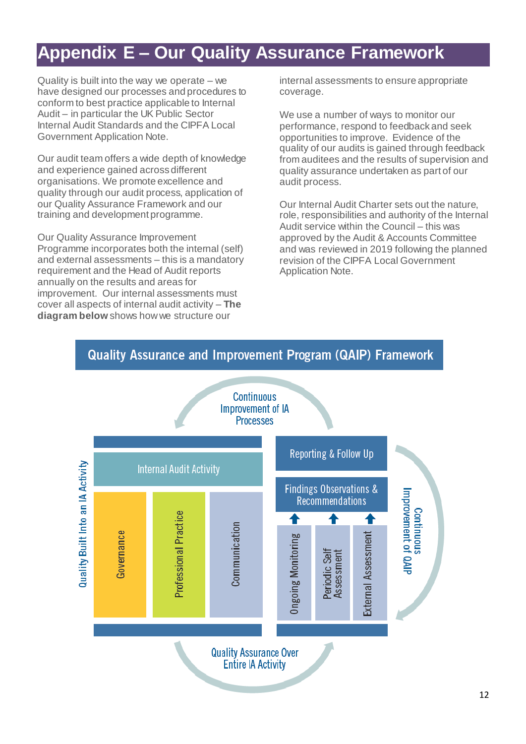# Appendix E – Our Quality Assurance Framework

Quality is built into the way we operate – we have designed our processes and procedures to conform to best practice applicable to Internal Audit – in particular the UK Public Sector Internal Audit Standards and the CIPFA Local Government Application Note.

Our audit team offers a wide depth of knowledge and experience gained across different organisations. We promote excellence and quality through our audit process, application of our Quality Assurance Framework and our training and development programme.

Our Quality Assurance Improvement Programme incorporates both the internal (self) and external assessments – this is a mandatory requirement and the Head of Audit reports annually on the results and areas for improvement. Our internal assessments must cover all aspects of internal audit activity – **The diagram below** shows how we structure our internal assessments to ensure appropriate coverage.

We use a number of ways to monitor our performance, respond to feedback and seek opportunities to improve. Evidence of the quality of our audits is gained through feedback from auditees and the results of supervision and quality assurance undertaken as part of our audit process.

Our Internal Audit Charter sets out the nature, role, responsibilities and authority of the Internal Audit service within the Council – this was approved by the Audit & Accounts Committee and was reviewed in 2019 following the planned revision of the CIPFA Local Government Application Note.

Quality Assurance and Improvement Program (QAIP) Framework

Continuous Improvement of IA Processes

Quality Built Into an IA Activity

Internal Audit Activity

Governance

Professional Practice

Communication

Reporting & Follow Up

Findings Observations & Recommendations

Ongoing Monitoring

Periodic Self Assessment

External Assessment

Continuous Improvement of QAIP

Quality Assurance Over Entire IA Activity